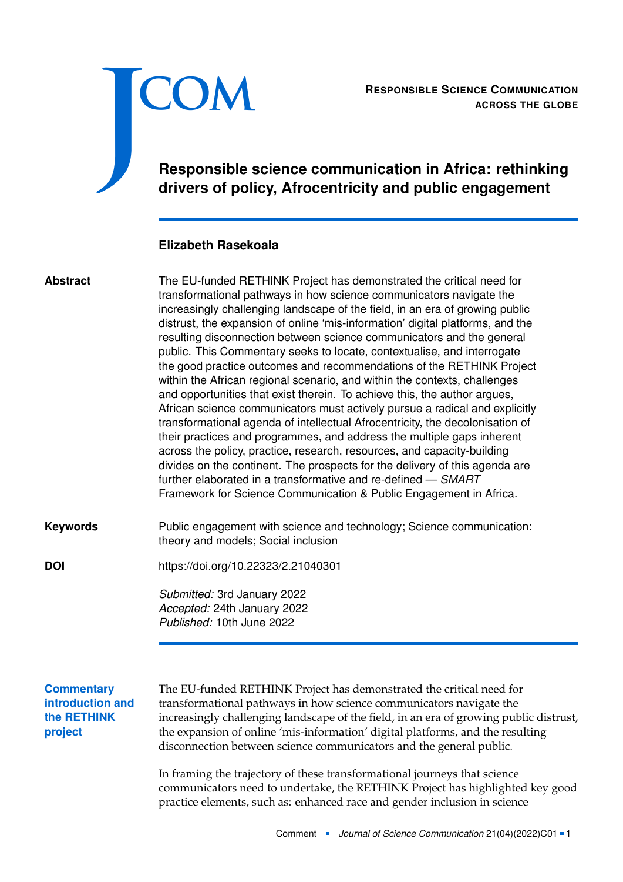JCOM

**Responsible Science Communication across the globe**

# Responsible science communication in Africa: rethinking drivers of policy, Afrocentricity and public engagement

**Elizabeth Rasekoala**

**Abstract**

The EU-funded RETHINK Project has demonstrated the critical need for transformational pathways in how science communicators navigate the increasingly challenging landscape of the field, in an era of growing public distrust, the expansion of online 'mis-information' digital platforms, and the resulting disconnection between science communicators and the general public. This Commentary seeks to locate, contextualise, and interrogate the good practice outcomes and recommendations of the RETHINK Project within the African regional scenario, and within the contexts, challenges and opportunities that exist therein. To achieve this, the author argues, African science communicators must actively pursue a radical and explicitly transformational agenda of intellectual Afrocentricity, the decolonisation of their practices and programmes, and address the multiple gaps inherent across the policy, practice, research, resources, and capacity-building divides on the continent. The prospects for the delivery of this agenda are further elaborated in a transformative and re-defined — *SMART* Framework for Science Communication & Public Engagement in Africa.

**Keywords**

Public engagement with science and technology; Science communication: theory and models; Social inclusion

**DOI**

https://doi.org/10.22323/2.21040301

*Submitted:* 3rd January 2022
*Accepted:* 24th January 2022
*Published:* 10th June 2022

## Commentary introduction and the RETHINK project

The EU-funded RETHINK Project has demonstrated the critical need for transformational pathways in how science communicators navigate the increasingly challenging landscape of the field, in an era of growing public distrust, the expansion of online 'mis-information' digital platforms, and the resulting disconnection between science communicators and the general public.

In framing the trajectory of these transformational journeys that science communicators need to undertake, the RETHINK Project has highlighted key good practice elements, such as: enhanced race and gender inclusion in science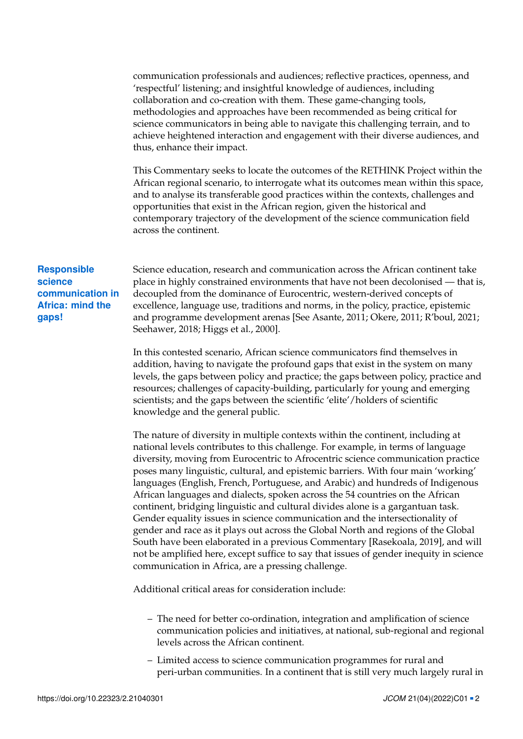communication professionals and audiences; reflective practices, openness, and 'respectful' listening; and insightful knowledge of audiences, including collaboration and co-creation with them. These game-changing tools, methodologies and approaches have been recommended as being critical for science communicators in being able to navigate this challenging terrain, and to achieve heightened interaction and engagement with their diverse audiences, and thus, enhance their impact.

This Commentary seeks to locate the outcomes of the RETHINK Project within the African regional scenario, to interrogate what its outcomes mean within this space, and to analyse its transferable good practices within the contexts, challenges and opportunities that exist in the African region, given the historical and contemporary trajectory of the development of the science communication field across the continent.

## Responsible science communication in Africa: mind the gaps!

Science education, research and communication across the African continent take place in highly constrained environments that have not been decolonised — that is, decoupled from the dominance of Eurocentric, western-derived concepts of excellence, language use, traditions and norms, in the policy, practice, epistemic and programme development arenas [See Asante, 2011; Okere, 2011; R'boul, 2021; Seehawer, 2018; Higgs et al., 2000].

In this contested scenario, African science communicators find themselves in addition, having to navigate the profound gaps that exist in the system on many levels, the gaps between policy and practice; the gaps between policy, practice and resources; challenges of capacity-building, particularly for young and emerging scientists; and the gaps between the scientific 'elite'/holders of scientific knowledge and the general public.

The nature of diversity in multiple contexts within the continent, including at national levels contributes to this challenge. For example, in terms of language diversity, moving from Eurocentric to Afrocentric science communication practice poses many linguistic, cultural, and epistemic barriers. With four main 'working' languages (English, French, Portuguese, and Arabic) and hundreds of Indigenous African languages and dialects, spoken across the 54 countries on the African continent, bridging linguistic and cultural divides alone is a gargantuan task. Gender equality issues in science communication and the intersectionality of gender and race as it plays out across the Global North and regions of the Global South have been elaborated in a previous Commentary [Rasekoala, 2019], and will not be amplified here, except suffice to say that issues of gender inequity in science communication in Africa, are a pressing challenge.

Additional critical areas for consideration include:

- The need for better co-ordination, integration and amplification of science communication policies and initiatives, at national, sub-regional and regional levels across the African continent.
- Limited access to science communication programmes for rural and peri-urban communities. In a continent that is still very much largely rural in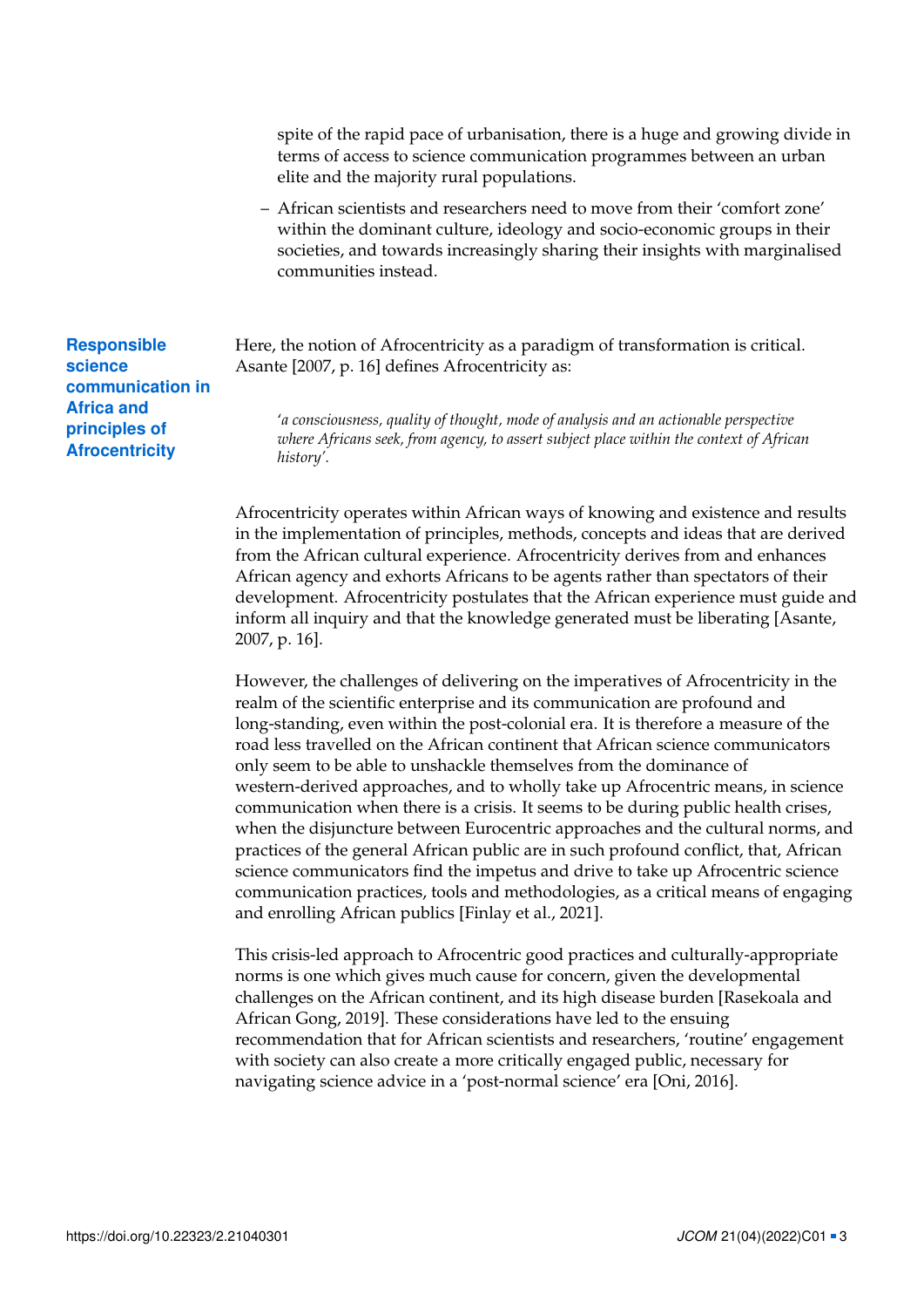spite of the rapid pace of urbanisation, there is a huge and growing divide in terms of access to science communication programmes between an urban elite and the majority rural populations.

- African scientists and researchers need to move from their 'comfort zone' within the dominant culture, ideology and socio-economic groups in their societies, and towards increasingly sharing their insights with marginalised communities instead.

## Responsible science communication in Africa and principles of Afrocentricity

Here, the notion of Afrocentricity as a paradigm of transformation is critical. Asante [2007, p. 16] defines Afrocentricity as:

> *'a consciousness, quality of thought, mode of analysis and an actionable perspective where Africans seek, from agency, to assert subject place within the context of African history'.*

Afrocentricity operates within African ways of knowing and existence and results in the implementation of principles, methods, concepts and ideas that are derived from the African cultural experience. Afrocentricity derives from and enhances African agency and exhorts Africans to be agents rather than spectators of their development. Afrocentricity postulates that the African experience must guide and inform all inquiry and that the knowledge generated must be liberating [Asante, 2007, p. 16].

However, the challenges of delivering on the imperatives of Afrocentricity in the realm of the scientific enterprise and its communication are profound and long-standing, even within the post-colonial era. It is therefore a measure of the road less travelled on the African continent that African science communicators only seem to be able to unshackle themselves from the dominance of western-derived approaches, and to wholly take up Afrocentric means, in science communication when there is a crisis. It seems to be during public health crises, when the disjuncture between Eurocentric approaches and the cultural norms, and practices of the general African public are in such profound conflict, that, African science communicators find the impetus and drive to take up Afrocentric science communication practices, tools and methodologies, as a critical means of engaging and enrolling African publics [Finlay et al., 2021].

This crisis-led approach to Afrocentric good practices and culturally-appropriate norms is one which gives much cause for concern, given the developmental challenges on the African continent, and its high disease burden [Rasekoala and African Gong, 2019]. These considerations have led to the ensuing recommendation that for African scientists and researchers, 'routine' engagement with society can also create a more critically engaged public, necessary for navigating science advice in a 'post-normal science' era [Oni, 2016].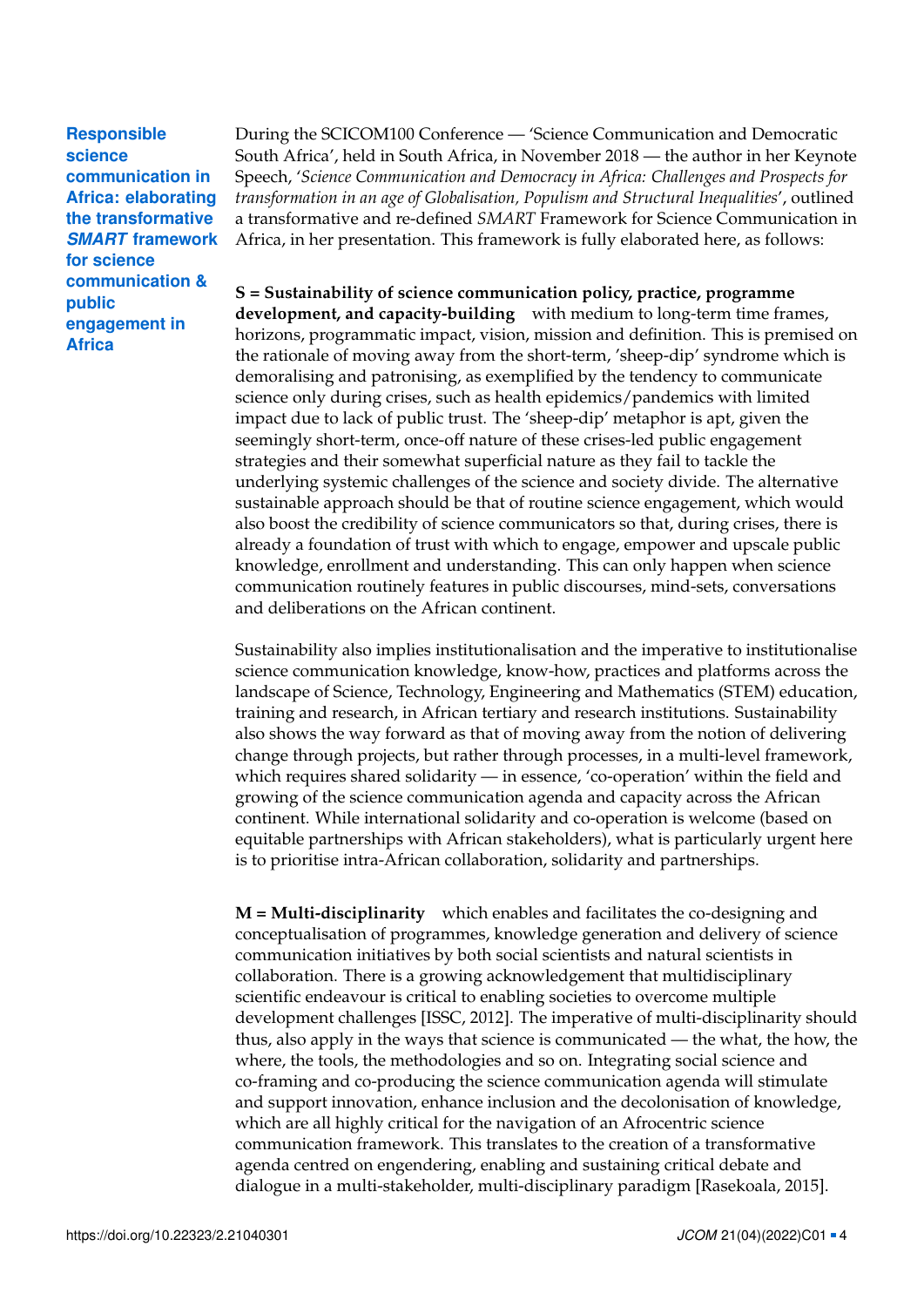During the SCICOM100 Conference — 'Science Communication and Democratic South Africa', held in South Africa, in November 2018 — the author in her Keynote Speech, '*Science Communication and Democracy in Africa: Challenges and Prospects for transformation in an age of Globalisation, Populism and Structural Inequalities*', outlined a transformative and re-defined *SMART* Framework for Science Communication in Africa, in her presentation. This framework is fully elaborated here, as follows:

**S = Sustainability of science communication policy, practice, programme development, and capacity-building** with medium to long-term time frames, horizons, programmatic impact, vision, mission and definition. This is premised on the rationale of moving away from the short-term, 'sheep-dip' syndrome which is demoralising and patronising, as exemplified by the tendency to communicate science only during crises, such as health epidemics/pandemics with limited impact due to lack of public trust. The 'sheep-dip' metaphor is apt, given the seemingly short-term, once-off nature of these crises-led public engagement strategies and their somewhat superficial nature as they fail to tackle the underlying systemic challenges of the science and society divide. The alternative sustainable approach should be that of routine science engagement, which would also boost the credibility of science communicators so that, during crises, there is already a foundation of trust with which to engage, empower and upscale public knowledge, enrollment and understanding. This can only happen when science communication routinely features in public discourses, mind-sets, conversations and deliberations on the African continent.

Sustainability also implies institutionalisation and the imperative to institutionalise science communication knowledge, know-how, practices and platforms across the landscape of Science, Technology, Engineering and Mathematics (STEM) education, training and research, in African tertiary and research institutions. Sustainability also shows the way forward as that of moving away from the notion of delivering change through projects, but rather through processes, in a multi-level framework, which requires shared solidarity — in essence, 'co-operation' within the field and growing of the science communication agenda and capacity across the African continent. While international solidarity and co-operation is welcome (based on equitable partnerships with African stakeholders), what is particularly urgent here is to prioritise intra-African collaboration, solidarity and partnerships.

**M = Multi-disciplinarity** which enables and facilitates the co-designing and conceptualisation of programmes, knowledge generation and delivery of science communication initiatives by both social scientists and natural scientists in collaboration. There is a growing acknowledgement that multidisciplinary scientific endeavour is critical to enabling societies to overcome multiple development challenges [ISSC, 2012]. The imperative of multi-disciplinarity should thus, also apply in the ways that science is communicated — the what, the how, the where, the tools, the methodologies and so on. Integrating social science and co-framing and co-producing the science communication agenda will stimulate and support innovation, enhance inclusion and the decolonisation of knowledge, which are all highly critical for the navigation of an Afrocentric science communication framework. This translates to the creation of a transformative agenda centred on engendering, enabling and sustaining critical debate and dialogue in a multi-stakeholder, multi-disciplinary paradigm [Rasekoala, 2015].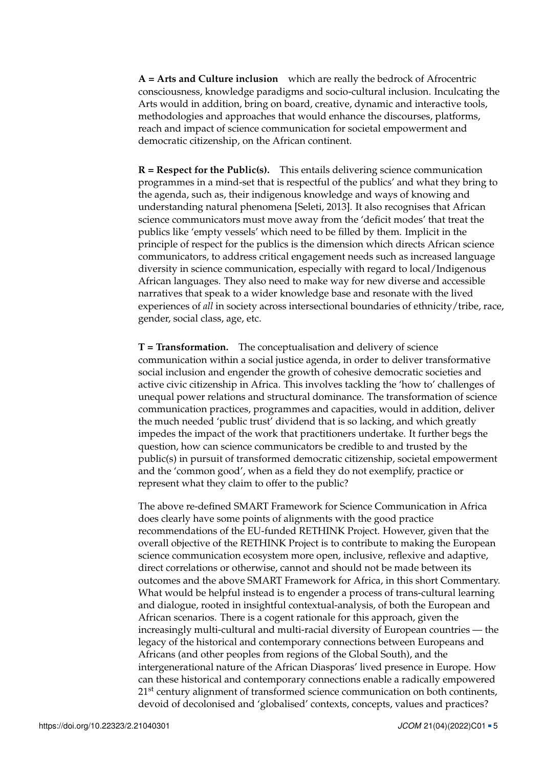**A = Arts and Culture inclusion** which are really the bedrock of Afrocentric consciousness, knowledge paradigms and socio-cultural inclusion. Inculcating the Arts would in addition, bring on board, creative, dynamic and interactive tools, methodologies and approaches that would enhance the discourses, platforms, reach and impact of science communication for societal empowerment and democratic citizenship, on the African continent.

**R = Respect for the Public(s).** This entails delivering science communication programmes in a mind-set that is respectful of the publics' and what they bring to the agenda, such as, their indigenous knowledge and ways of knowing and understanding natural phenomena [Seleti, 2013]. It also recognises that African science communicators must move away from the 'deficit modes' that treat the publics like 'empty vessels' which need to be filled by them. Implicit in the principle of respect for the publics is the dimension which directs African science communicators, to address critical engagement needs such as increased language diversity in science communication, especially with regard to local/Indigenous African languages. They also need to make way for new diverse and accessible narratives that speak to a wider knowledge base and resonate with the lived experiences of *all* in society across intersectional boundaries of ethnicity/tribe, race, gender, social class, age, etc.

**T = Transformation.** The conceptualisation and delivery of science communication within a social justice agenda, in order to deliver transformative social inclusion and engender the growth of cohesive democratic societies and active civic citizenship in Africa. This involves tackling the 'how to' challenges of unequal power relations and structural dominance. The transformation of science communication practices, programmes and capacities, would in addition, deliver the much needed 'public trust' dividend that is so lacking, and which greatly impedes the impact of the work that practitioners undertake. It further begs the question, how can science communicators be credible to and trusted by the public(s) in pursuit of transformed democratic citizenship, societal empowerment and the 'common good', when as a field they do not exemplify, practice or represent what they claim to offer to the public?

The above re-defined SMART Framework for Science Communication in Africa does clearly have some points of alignments with the good practice recommendations of the EU-funded RETHINK Project. However, given that the overall objective of the RETHINK Project is to contribute to making the European science communication ecosystem more open, inclusive, reflexive and adaptive, direct correlations or otherwise, cannot and should not be made between its outcomes and the above SMART Framework for Africa, in this short Commentary. What would be helpful instead is to engender a process of trans-cultural learning and dialogue, rooted in insightful contextual-analysis, of both the European and African scenarios. There is a cogent rationale for this approach, given the increasingly multi-cultural and multi-racial diversity of European countries — the legacy of the historical and contemporary connections between Europeans and Africans (and other peoples from regions of the Global South), and the intergenerational nature of the African Diasporas' lived presence in Europe. How can these historical and contemporary connections enable a radically empowered 21st century alignment of transformed science communication on both continents, devoid of decolonised and 'globalised' contexts, concepts, values and practices?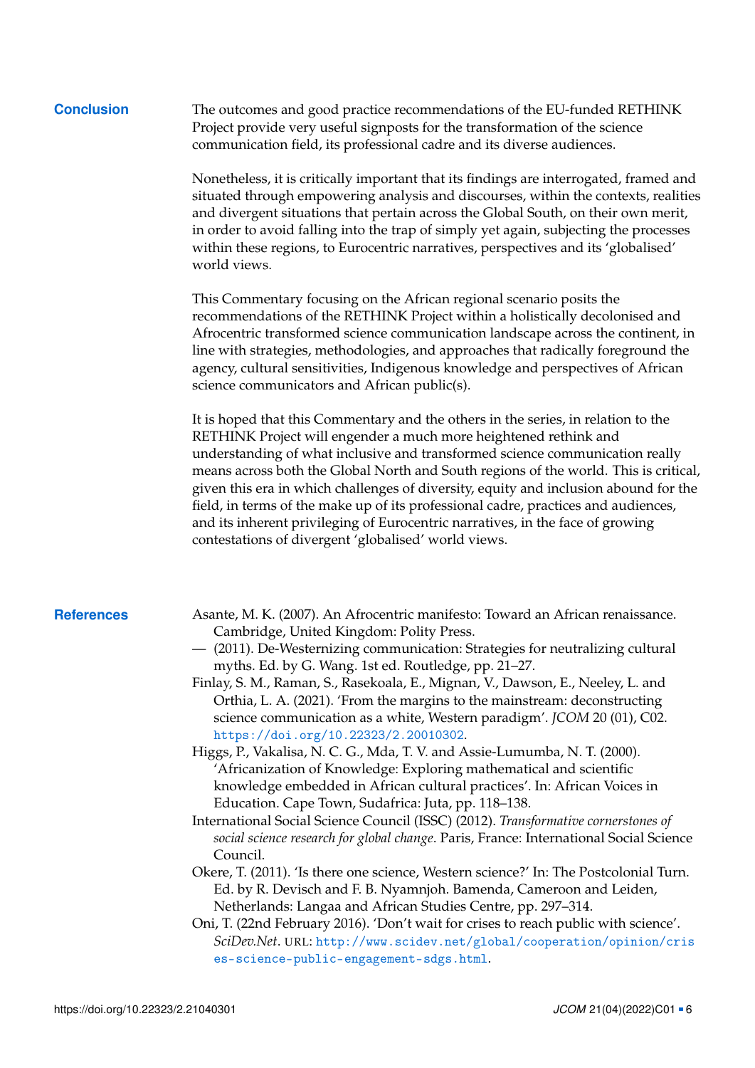## Conclusion

The outcomes and good practice recommendations of the EU-funded RETHINK Project provide very useful signposts for the transformation of the science communication field, its professional cadre and its diverse audiences.

Nonetheless, it is critically important that its findings are interrogated, framed and situated through empowering analysis and discourses, within the contexts, realities and divergent situations that pertain across the Global South, on their own merit, in order to avoid falling into the trap of simply yet again, subjecting the processes within these regions, to Eurocentric narratives, perspectives and its 'globalised' world views.

This Commentary focusing on the African regional scenario posits the recommendations of the RETHINK Project within a holistically decolonised and Afrocentric transformed science communication landscape across the continent, in line with strategies, methodologies, and approaches that radically foreground the agency, cultural sensitivities, Indigenous knowledge and perspectives of African science communicators and African public(s).

It is hoped that this Commentary and the others in the series, in relation to the RETHINK Project will engender a much more heightened rethink and understanding of what inclusive and transformed science communication really means across both the Global North and South regions of the world. This is critical, given this era in which challenges of diversity, equity and inclusion abound for the field, in terms of the make up of its professional cadre, practices and audiences, and its inherent privileging of Eurocentric narratives, in the face of growing contestations of divergent 'globalised' world views.

## References

Asante, M. K. (2007). An Afrocentric manifesto: Toward an African renaissance. Cambridge, United Kingdom: Polity Press.

— (2011). De-Westernizing communication: Strategies for neutralizing cultural myths. Ed. by G. Wang. 1st ed. Routledge, pp. 21–27.

Finlay, S. M., Raman, S., Rasekoala, E., Mignan, V., Dawson, E., Neeley, L. and Orthia, L. A. (2021). 'From the margins to the mainstream: deconstructing science communication as a white, Western paradigm'. *JCOM* 20 (01), C02. https://doi.org/10.22323/2.20010302.

Higgs, P., Vakalisa, N. C. G., Mda, T. V. and Assie-Lumumba, N. T. (2000). 'Africanization of Knowledge: Exploring mathematical and scientific knowledge embedded in African cultural practices'. In: African Voices in Education. Cape Town, Sudafrica: Juta, pp. 118–138.

International Social Science Council (ISSC) (2012). *Transformative cornerstones of social science research for global change*. Paris, France: International Social Science Council.

Okere, T. (2011). 'Is there one science, Western science?' In: The Postcolonial Turn. Ed. by R. Devisch and F. B. Nyamnjoh. Bamenda, Cameroon and Leiden, Netherlands: Langaa and African Studies Centre, pp. 297–314.

Oni, T. (22nd February 2016). 'Don't wait for crises to reach public with science'. *SciDev.Net*. URL: http://www.scidev.net/global/cooperation/opinion/crises-science-public-engagement-sdgs.html.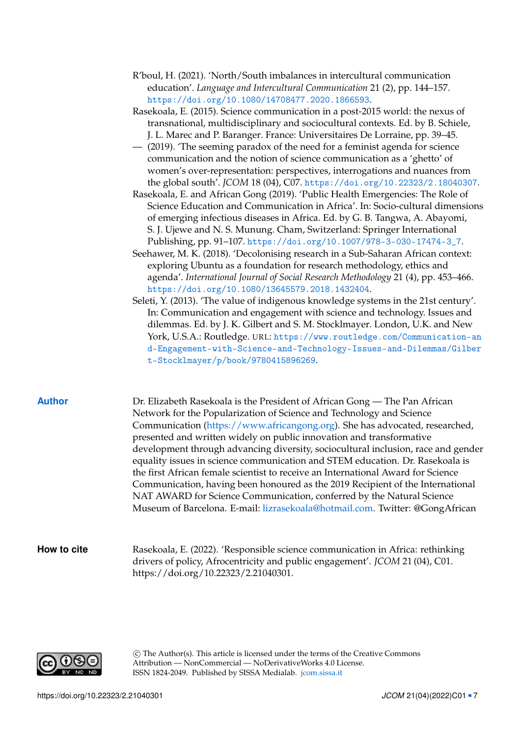R'boul, H. (2021). 'North/South imbalances in intercultural communication education'. *Language and Intercultural Communication* 21 (2), pp. 144–157. https://doi.org/10.1080/14708477.2020.1866593.

Rasekoala, E. (2015). Science communication in a post-2015 world: the nexus of transnational, multidisciplinary and sociocultural contexts. Ed. by B. Schiele, J. L. Marec and P. Baranger. France: Universitaires De Lorraine, pp. 39–45.

— (2019). 'The seeming paradox of the need for a feminist agenda for science communication and the notion of science communication as a 'ghetto' of women's over-representation: perspectives, interrogations and nuances from the global south'. *JCOM* 18 (04), C07. https://doi.org/10.22323/2.18040307.

Rasekoala, E. and African Gong (2019). 'Public Health Emergencies: The Role of Science Education and Communication in Africa'. In: Socio-cultural dimensions of emerging infectious diseases in Africa. Ed. by G. B. Tangwa, A. Abayomi, S. J. Ujewe and N. S. Munung. Cham, Switzerland: Springer International Publishing, pp. 91–107. https://doi.org/10.1007/978-3-030-17474-3_7.

Seehawer, M. K. (2018). 'Decolonising research in a Sub-Saharan African context: exploring Ubuntu as a foundation for research methodology, ethics and agenda'. *International Journal of Social Research Methodology* 21 (4), pp. 453–466. https://doi.org/10.1080/13645579.2018.1432404.

Seleti, Y. (2013). 'The value of indigenous knowledge systems in the 21st century'. In: Communication and engagement with science and technology. Issues and dilemmas. Ed. by J. K. Gilbert and S. M. Stocklmayer. London, U.K. and New York, U.S.A.: Routledge. URL: https://www.routledge.com/Communication-and-Engagement-with-Science-and-Technology-Issues-and-Dilemmas/Gilbert-Stocklmayer/p/book/9780415896269.

## Author

Dr. Elizabeth Rasekoala is the President of African Gong — The Pan African Network for the Popularization of Science and Technology and Science Communication (https://www.africangong.org). She has advocated, researched, presented and written widely on public innovation and transformative development through advancing diversity, sociocultural inclusion, race and gender equality issues in science communication and STEM education. Dr. Rasekoala is the first African female scientist to receive an International Award for Science Communication, having been honoured as the 2019 Recipient of the International NAT AWARD for Science Communication, conferred by the Natural Science Museum of Barcelona. E-mail: lizrasekoala@hotmail.com. Twitter: @GongAfrican

## How to cite

Rasekoala, E. (2022). 'Responsible science communication in Africa: rethinking drivers of policy, Afrocentricity and public engagement'. *JCOM* 21 (04), C01. https://doi.org/10.22323/2.21040301.

© The Author(s). This article is licensed under the terms of the Creative Commons Attribution — NonCommercial — NoDerivativeWorks 4.0 License.
ISSN 1824-2049. Published by SISSA Medialab. jcom.sissa.it